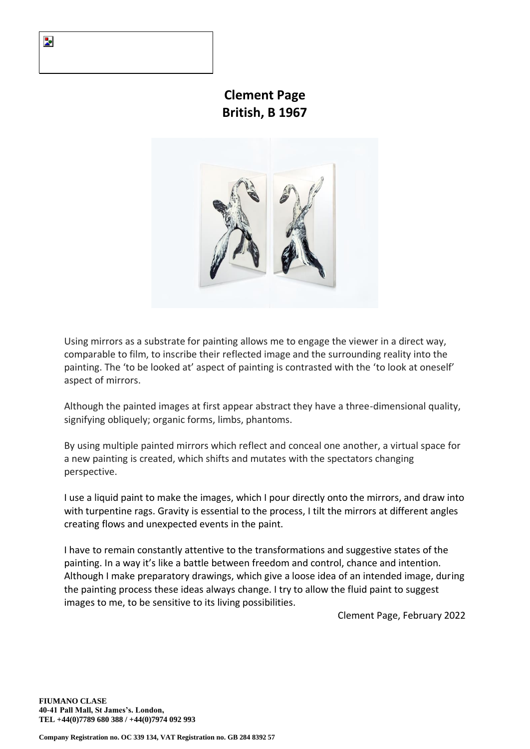# Clement Page
## British, B 1967

Using mirrors as a substrate for painting allows me to engage the viewer in a direct way, comparable to film, to inscribe their reflected image and the surrounding reality into the painting. The 'to be looked at' aspect of painting is contrasted with the 'to look at oneself' aspect of mirrors.

Although the painted images at first appear abstract they have a three-dimensional quality, signifying obliquely; organic forms, limbs, phantoms.

By using multiple painted mirrors which reflect and conceal one another, a virtual space for a new painting is created, which shifts and mutates with the spectators changing perspective.

I use a liquid paint to make the images, which I pour directly onto the mirrors, and draw into with turpentine rags. Gravity is essential to the process, I tilt the mirrors at different angles creating flows and unexpected events in the paint.

I have to remain constantly attentive to the transformations and suggestive states of the painting. In a way it's like a battle between freedom and control, chance and intention. Although I make preparatory drawings, which give a loose idea of an intended image, during the painting process these ideas always change. I try to allow the fluid paint to suggest images to me, to be sensitive to its living possibilities.

Clement Page, February 2022

**FIUMANO CLASE**
**40-41 Pall Mall, St James's. London,**
**TEL +44(0)7789 680 388 / +44(0)7974 092 993**

**Company Registration no. OC 339 134, VAT Registration no. GB 284 8392 57**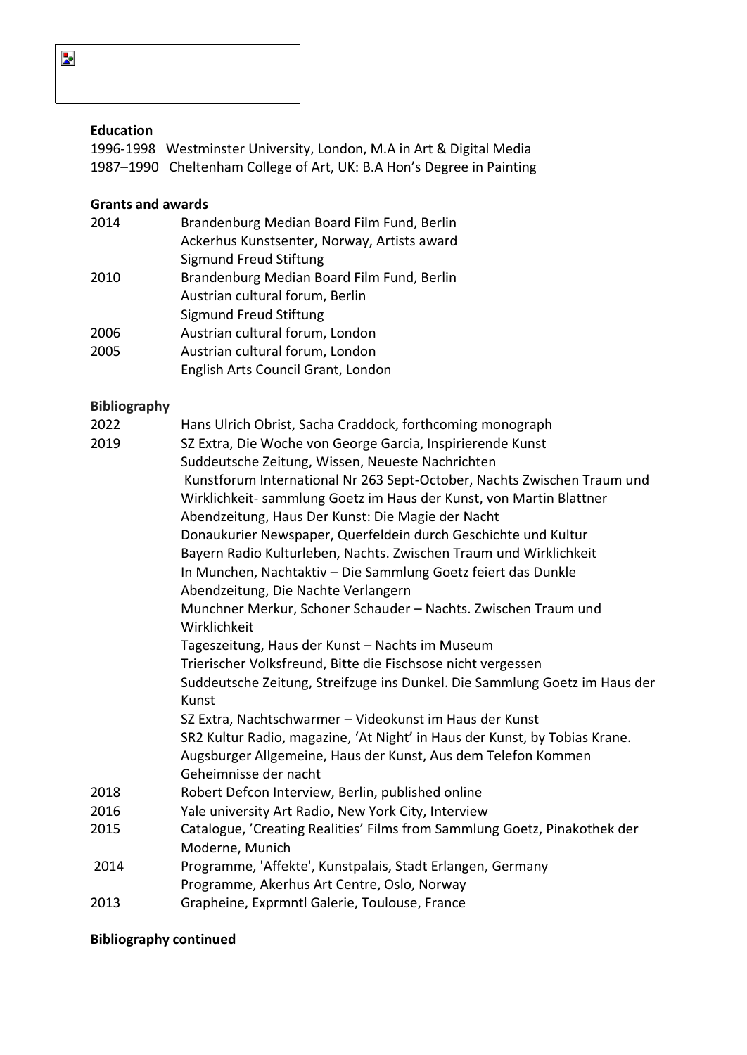**Education**

1996-1998 Westminster University, London, M.A in Art & Digital Media
1987–1990 Cheltenham College of Art, UK: B.A Hon's Degree in Painting

**Grants and awards**

| | |
|---|---|
| 2014 | Brandenburg Median Board Film Fund, Berlin |
| | Ackerhus Kunstsenter, Norway, Artists award |
| | Sigmund Freud Stiftung |
| 2010 | Brandenburg Median Board Film Fund, Berlin |
| | Austrian cultural forum, Berlin |
| | Sigmund Freud Stiftung |
| 2006 | Austrian cultural forum, London |
| 2005 | Austrian cultural forum, London |
| | English Arts Council Grant, London |

**Bibliography**

| | |
|---|---|
| 2022 | Hans Ulrich Obrist, Sacha Craddock, forthcoming monograph |
| 2019 | SZ Extra, Die Woche von George Garcia, Inspirierende Kunst |
| | Suddeutsche Zeitung, Wissen, Neueste Nachrichten |
| | Kunstforum International Nr 263 Sept-October, Nachts Zwischen Traum und Wirklichkeit- sammlung Goetz im Haus der Kunst, von Martin Blattner |
| | Abendzeitung, Haus Der Kunst: Die Magie der Nacht |
| | Donaukurier Newspaper, Querfeldein durch Geschichte und Kultur |
| | Bayern Radio Kulturleben, Nachts. Zwischen Traum und Wirklichkeit |
| | In Munchen, Nachtaktiv – Die Sammlung Goetz feiert das Dunkle |
| | Abendzeitung, Die Nachte Verlangern |
| | Munchner Merkur, Schoner Schauder – Nachts. Zwischen Traum und Wirklichkeit |
| | Tageszeitung, Haus der Kunst – Nachts im Museum |
| | Trierischer Volksfreund, Bitte die Fischsose nicht vergessen |
| | Suddeutsche Zeitung, Streifzuge ins Dunkel. Die Sammlung Goetz im Haus der Kunst |
| | SZ Extra, Nachtschwarmer – Videokunst im Haus der Kunst |
| | SR2 Kultur Radio, magazine, 'At Night' in Haus der Kunst, by Tobias Krane. |
| | Augsburger Allgemeine, Haus der Kunst, Aus dem Telefon Kommen Geheimnisse der nacht |
| 2018 | Robert Defcon Interview, Berlin, published online |
| 2016 | Yale university Art Radio, New York City, Interview |
| 2015 | Catalogue, 'Creating Realities' Films from Sammlung Goetz, Pinakothek der Moderne, Munich |
| 2014 | Programme, 'Affekte', Kunstpalais, Stadt Erlangen, Germany |
| | Programme, Akerhus Art Centre, Oslo, Norway |
| 2013 | Grapheine, Exprmntl Galerie, Toulouse, France |

**Bibliography continued**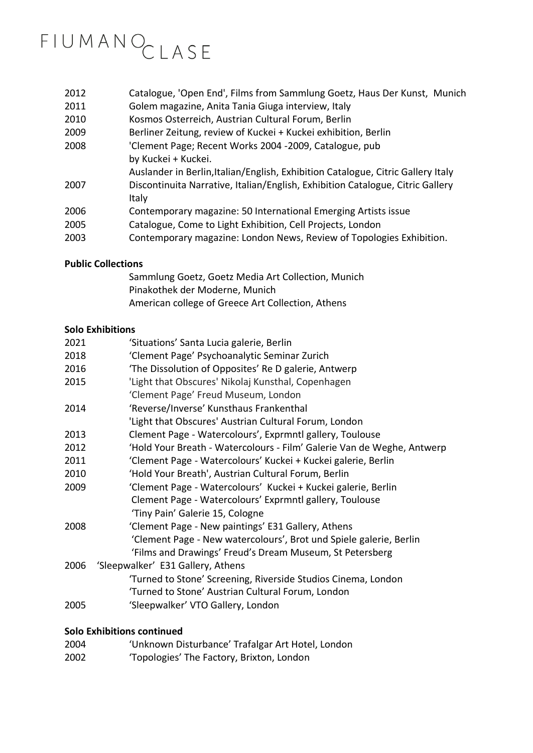2012 Catalogue, 'Open End', Films from Sammlung Goetz, Haus Der Kunst, Munich
2011 Golem magazine, Anita Tania Giuga interview, Italy
2010 Kosmos Osterreich, Austrian Cultural Forum, Berlin
2009 Berliner Zeitung, review of Kuckei + Kuckei exhibition, Berlin
2008 'Clement Page; Recent Works 2004 -2009, Catalogue, pub by Kuckei + Kuckei.
Auslander in Berlin,Italian/English, Exhibition Catalogue, Citric Gallery Italy
2007 Discontinuita Narrative, Italian/English, Exhibition Catalogue, Citric Gallery Italy
2006 Contemporary magazine: 50 International Emerging Artists issue
2005 Catalogue, Come to Light Exhibition, Cell Projects, London
2003 Contemporary magazine: London News, Review of Topologies Exhibition.

**Public Collections**

Sammlung Goetz, Goetz Media Art Collection, Munich
Pinakothek der Moderne, Munich
American college of Greece Art Collection, Athens

**Solo Exhibitions**

2021 'Situations' Santa Lucia galerie, Berlin
2018 'Clement Page' Psychoanalytic Seminar Zurich
2016 'The Dissolution of Opposites' Re D galerie, Antwerp
2015 'Light that Obscures' Nikolaj Kunsthal, Copenhagen
'Clement Page' Freud Museum, London
2014 'Reverse/Inverse' Kunsthaus Frankenthal
'Light that Obscures' Austrian Cultural Forum, London
2013 Clement Page - Watercolours', Exprmntl gallery, Toulouse
2012 'Hold Your Breath - Watercolours - Film' Galerie Van de Weghe, Antwerp
2011 'Clement Page - Watercolours' Kuckei + Kuckei galerie, Berlin
2010 'Hold Your Breath', Austrian Cultural Forum, Berlin
2009 'Clement Page - Watercolours' Kuckei + Kuckei galerie, Berlin
Clement Page - Watercolours' Exprmntl gallery, Toulouse
'Tiny Pain' Galerie 15, Cologne
2008 'Clement Page - New paintings' E31 Gallery, Athens
'Clement Page - New watercolours', Brot und Spiele galerie, Berlin
'Films and Drawings' Freud's Dream Museum, St Petersberg
2006 'Sleepwalker' E31 Gallery, Athens
'Turned to Stone' Screening, Riverside Studios Cinema, London
'Turned to Stone' Austrian Cultural Forum, London
2005 'Sleepwalker' VTO Gallery, London

**Solo Exhibitions continued**

2004 'Unknown Disturbance' Trafalgar Art Hotel, London
2002 'Topologies' The Factory, Brixton, London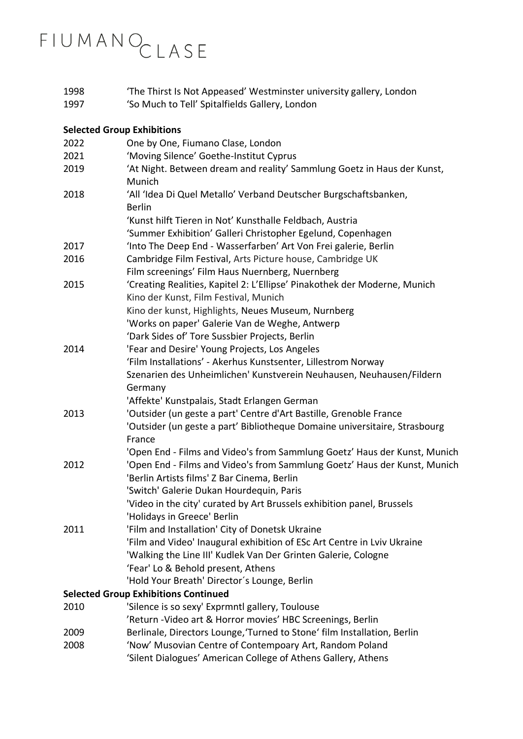FIUMANO CLASE

| | |
|---|---|
| 1998 | 'The Thirst Is Not Appeased' Westminster university gallery, London |
| 1997 | 'So Much to Tell' Spitalfields Gallery, London |

**Selected Group Exhibitions**

| | |
|---|---|
| 2022 | One by One, Fiumano Clase, London |
| 2021 | 'Moving Silence' Goethe-Institut Cyprus |
| 2019 | 'At Night. Between dream and reality' Sammlung Goetz in Haus der Kunst, Munich |
| 2018 | 'All 'Idea Di Quel Metallo' Verband Deutscher Burgschaftsbanken, Berlin |
| | 'Kunst hilft Tieren in Not' Kunsthalle Feldbach, Austria |
| | 'Summer Exhibition' Galleri Christopher Egelund, Copenhagen |
| 2017 | 'Into The Deep End - Wasserfarben' Art Von Frei galerie, Berlin |
| 2016 | Cambridge Film Festival, Arts Picture house, Cambridge UK |
| | Film screenings' Film Haus Nuernberg, Nuernberg |
| 2015 | 'Creating Realities, Kapitel 2: L'Ellipse' Pinakothek der Moderne, Munich |
| | Kino der Kunst, Film Festival, Munich |
| | Kino der kunst, Highlights, Neues Museum, Nurnberg |
| | 'Works on paper' Galerie Van de Weghe, Antwerp |
| | 'Dark Sides of' Tore Sussbier Projects, Berlin |
| 2014 | 'Fear and Desire' Young Projects, Los Angeles |
| | 'Film Installations' - Akerhus Kunstsenter, Lillestrom Norway |
| | Szenarien des Unheimlichen' Kunstverein Neuhausen, Neuhausen/Fildern Germany |
| | 'Affekte' Kunstpalais, Stadt Erlangen German |
| 2013 | 'Outsider (un geste a part' Centre d'Art Bastille, Grenoble France |
| | 'Outsider (un geste a part' Bibliotheque Domaine universitaire, Strasbourg France |
| | 'Open End - Films and Video's from Sammlung Goetz' Haus der Kunst, Munich |
| 2012 | 'Open End - Films and Video's from Sammlung Goetz' Haus der Kunst, Munich |
| | 'Berlin Artists films' Z Bar Cinema, Berlin |
| | 'Switch' Galerie Dukan Hourdequin, Paris |
| | 'Video in the city' curated by Art Brussels exhibition panel, Brussels |
| | 'Holidays in Greece' Berlin |
| 2011 | 'Film and Installation' City of Donetsk Ukraine |
| | 'Film and Video' Inaugural exhibition of ESc Art Centre in Lviv Ukraine |
| | 'Walking the Line III' Kudlek Van Der Grinten Galerie, Cologne |
| | 'Fear' Lo & Behold present, Athens |
| | 'Hold Your Breath' Director´s Lounge, Berlin |

**Selected Group Exhibitions Continued**

| | |
|---|---|
| 2010 | 'Silence is so sexy' Exprmntl gallery, Toulouse |
| | 'Return -Video art & Horror movies' HBC Screenings, Berlin |
| 2009 | Berlinale, Directors Lounge,'Turned to Stone' film Installation, Berlin |
| 2008 | 'Now' Musovian Centre of Contempoary Art, Random Poland |
| | 'Silent Dialogues' American College of Athens Gallery, Athens |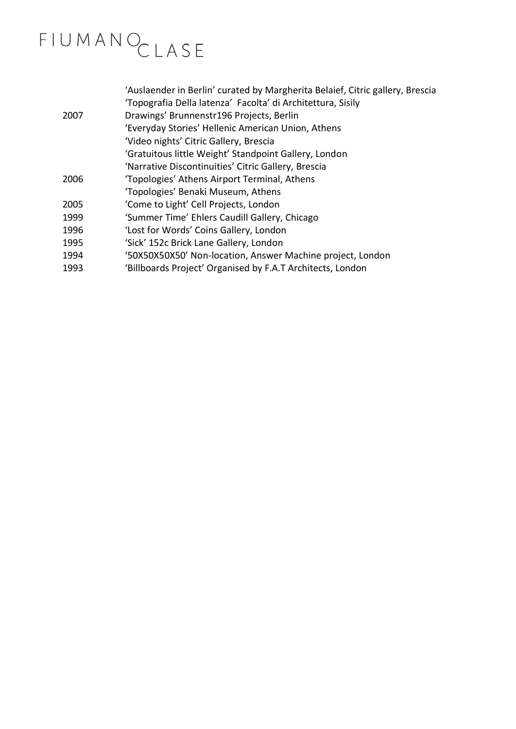| | |
|---|---|
| | 'Auslaender in Berlin' curated by Margherita Belaief, Citric gallery, Brescia |
| | 'Topografia Della latenza' Facolta' di Architettura, Sisily |
| 2007 | Drawings' Brunnenstr196 Projects, Berlin |
| | 'Everyday Stories' Hellenic American Union, Athens |
| | 'Video nights' Citric Gallery, Brescia |
| | 'Gratuitous little Weight' Standpoint Gallery, London |
| | 'Narrative Discontinuities' Citric Gallery, Brescia |
| 2006 | 'Topologies' Athens Airport Terminal, Athens |
| | 'Topologies' Benaki Museum, Athens |
| 2005 | 'Come to Light' Cell Projects, London |
| 1999 | 'Summer Time' Ehlers Caudill Gallery, Chicago |
| 1996 | 'Lost for Words' Coins Gallery, London |
| 1995 | 'Sick' 152c Brick Lane Gallery, London |
| 1994 | '50X50X50X50' Non-location, Answer Machine project, London |
| 1993 | 'Billboards Project' Organised by F.A.T Architects, London |